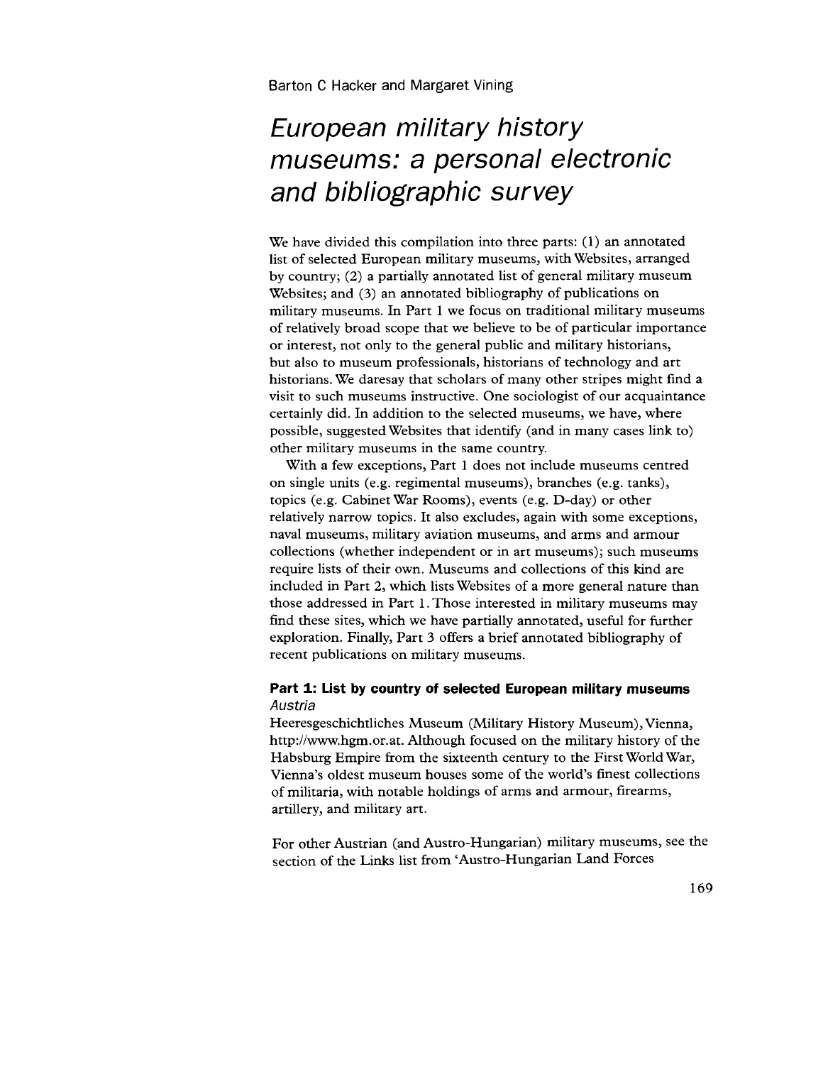Barton C Hacker and Margaret Vining

# European military history museums: a personal electronic and bibliographic survey

We have divided this compilation into three parts: (1) an annotated list of selected European military museums, with Websites, arranged by country; (2) a partially annotated list of general military museum Websites; and (3) an annotated bibliography of publications on military museums. In Part 1 we focus on traditional military museums of relatively broad scope that we believe to be of particular importance or interest, not only to the general public and military historians, but also to museum professionals, historians of technology and art historians. We daresay that scholars of many other stripes might find a visit to such museums instructive. One sociologist of our acquaintance certainly did. In addition to the selected museums, we have, where possible, suggested Websites that identify (and in many cases link to) other military museums in the same country.

With a few exceptions, Part 1 does not include museums centred on single units (e.g. regimental museums), branches (e.g. tanks), topics (e.g. Cabinet War Rooms), events (e.g. D-day) or other relatively narrow topics. It also excludes, again with some exceptions, naval museums, military aviation museums, and arms and armour collections (whether independent or in art museums); such museums require lists of their own. Museums and collections of this kind are included in Part 2, which lists Websites of a more general nature than those addressed in Part 1. Those interested in military museums may find these sites, which we have partially annotated, useful for further exploration. Finally, Part 3 offers a brief annotated bibliography of recent publications on military museums.

## Part 1: List by country of selected European military museums

### *Austria*

Heeresgeschichtliches Museum (Military History Museum), Vienna, http://www.hgm.or.at. Although focused on the military history of the Habsburg Empire from the sixteenth century to the First World War, Vienna's oldest museum houses some of the world's finest collections of militaria, with notable holdings of arms and armour, firearms, artillery, and military art.

For other Austrian (and Austro-Hungarian) military museums, see the section of the Links list from 'Austro-Hungarian Land Forces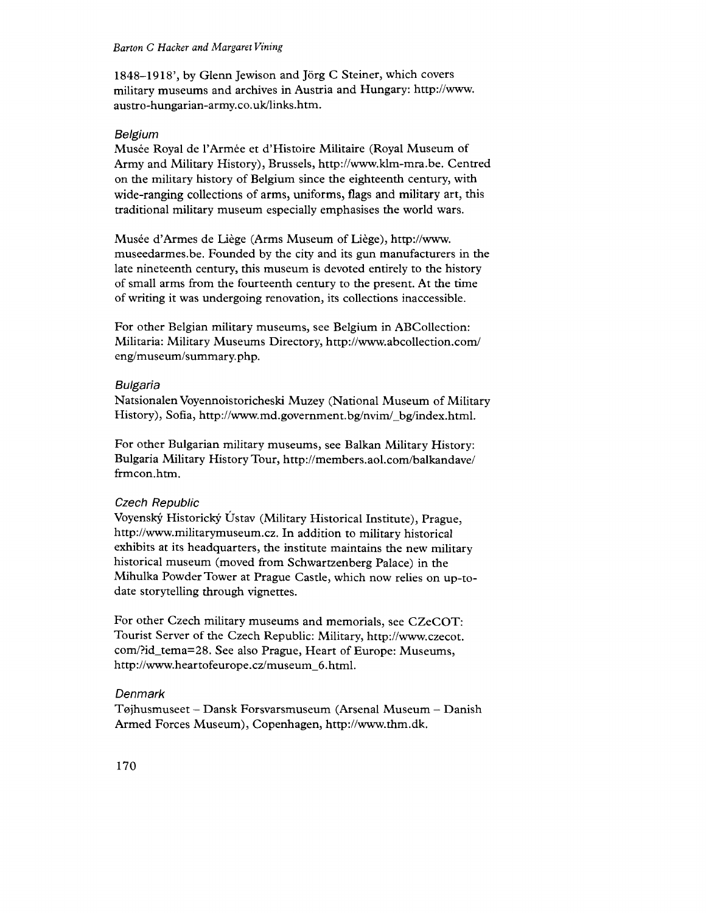1848–1918', by Glenn Jewison and Jörg C Steiner, which covers military museums and archives in Austria and Hungary: http://www.austro-hungarian-army.co.uk/links.htm.

### *Belgium*

Musée Royal de l'Armée et d'Histoire Militaire (Royal Museum of Army and Military History), Brussels, http://www.klm-mra.be. Centred on the military history of Belgium since the eighteenth century, with wide-ranging collections of arms, uniforms, flags and military art, this traditional military museum especially emphasises the world wars.

Musée d'Armes de Liège (Arms Museum of Liège), http://www.museedarmes.be. Founded by the city and its gun manufacturers in the late nineteenth century, this museum is devoted entirely to the history of small arms from the fourteenth century to the present. At the time of writing it was undergoing renovation, its collections inaccessible.

For other Belgian military museums, see Belgium in ABCollection: Militaria: Military Museums Directory, http://www.abcollection.com/eng/museum/summary.php.

### *Bulgaria*

Natsionalen Voyennoistoricheski Muzey (National Museum of Military History), Sofia, http://www.md.government.bg/nvim/_bg/index.html.

For other Bulgarian military museums, see Balkan Military History: Bulgaria Military History Tour, http://members.aol.com/balkandave/frmcon.htm.

### *Czech Republic*

Voyenský Historický Ústav (Military Historical Institute), Prague, http://www.militarymuseum.cz. In addition to military historical exhibits at its headquarters, the institute maintains the new military historical museum (moved from Schwartzenberg Palace) in the Mihulka Powder Tower at Prague Castle, which now relies on up-to-date storytelling through vignettes.

For other Czech military museums and memorials, see CZeCOT: Tourist Server of the Czech Republic: Military, http://www.czecot.com/?id_tema=28. See also Prague, Heart of Europe: Museums, http://www.heartofeurope.cz/museum_6.html.

### *Denmark*

Tøjhusmuseet – Dansk Forsvarsmuseum (Arsenal Museum – Danish Armed Forces Museum), Copenhagen, http://www.thm.dk.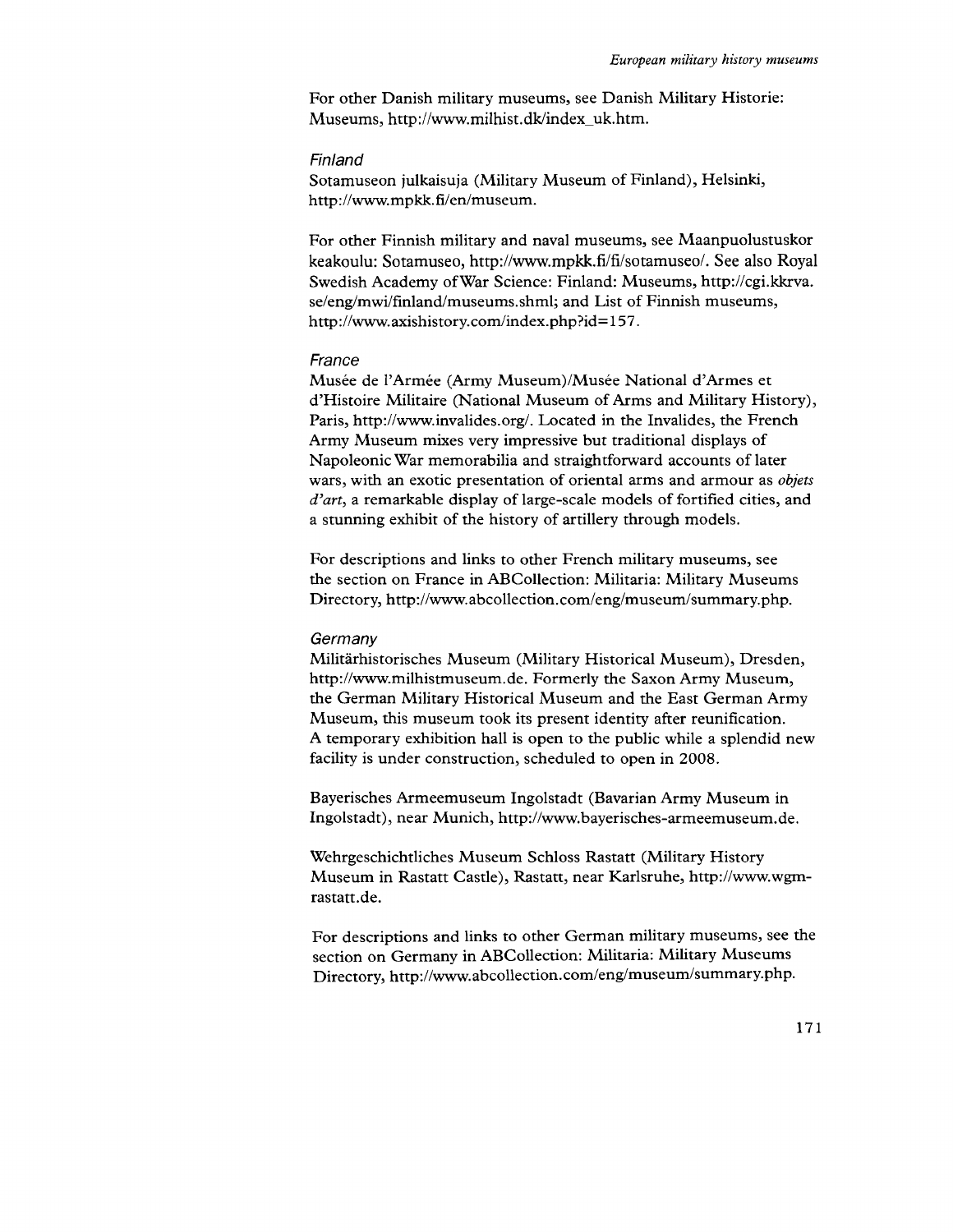For other Danish military museums, see Danish Military Historie: Museums, http://www.milhist.dk/index_uk.htm.

### *Finland*

Sotamuseon julkaisuja (Military Museum of Finland), Helsinki, http://www.mpkk.fi/en/museum.

For other Finnish military and naval museums, see Maanpuolustuskor keakoulu: Sotamuseo, http://www.mpkk.fi/fi/sotamuseo/. See also Royal Swedish Academy of War Science: Finland: Museums, http://cgi.kkrva.se/eng/mwi/finland/museums.shml; and List of Finnish museums, http://www.axishistory.com/index.php?id=157.

### *France*

Musée de l'Armée (Army Museum)/Musée National d'Armes et d'Histoire Militaire (National Museum of Arms and Military History), Paris, http://www.invalides.org/. Located in the Invalides, the French Army Museum mixes very impressive but traditional displays of Napoleonic War memorabilia and straightforward accounts of later wars, with an exotic presentation of oriental arms and armour as *objets d'art*, a remarkable display of large-scale models of fortified cities, and a stunning exhibit of the history of artillery through models.

For descriptions and links to other French military museums, see the section on France in ABCollection: Militaria: Military Museums Directory, http://www.abcollection.com/eng/museum/summary.php.

### *Germany*

Militärhistorisches Museum (Military Historical Museum), Dresden, http://www.milhistmuseum.de. Formerly the Saxon Army Museum, the German Military Historical Museum and the East German Army Museum, this museum took its present identity after reunification. A temporary exhibition hall is open to the public while a splendid new facility is under construction, scheduled to open in 2008.

Bayerisches Armeemuseum Ingolstadt (Bavarian Army Museum in Ingolstadt), near Munich, http://www.bayerisches-armeemuseum.de.

Wehrgeschichtliches Museum Schloss Rastatt (Military History Museum in Rastatt Castle), Rastatt, near Karlsruhe, http://www.wgm-rastatt.de.

For descriptions and links to other German military museums, see the section on Germany in ABCollection: Militaria: Military Museums Directory, http://www.abcollection.com/eng/museum/summary.php.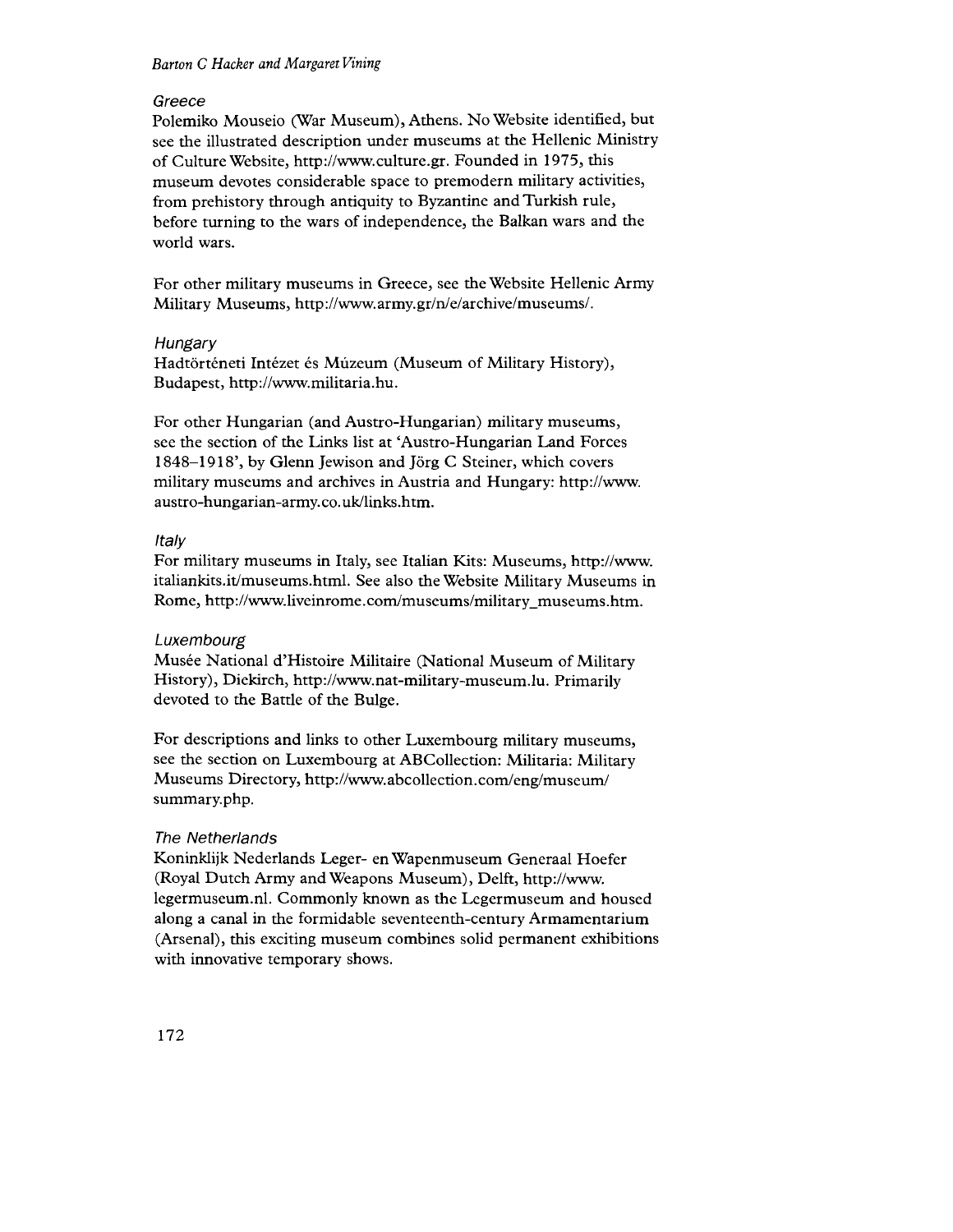### *Greece*

Polemiko Mouseio (War Museum), Athens. No Website identified, but see the illustrated description under museums at the Hellenic Ministry of Culture Website, http://www.culture.gr. Founded in 1975, this museum devotes considerable space to premodern military activities, from prehistory through antiquity to Byzantine and Turkish rule, before turning to the wars of independence, the Balkan wars and the world wars.

For other military museums in Greece, see the Website Hellenic Army Military Museums, http://www.army.gr/n/e/archive/museums/.

### *Hungary*

Hadtörténeti Intézet és Múzeum (Museum of Military History), Budapest, http://www.militaria.hu.

For other Hungarian (and Austro-Hungarian) military museums, see the section of the Links list at 'Austro-Hungarian Land Forces 1848–1918', by Glenn Jewison and Jörg C Steiner, which covers military museums and archives in Austria and Hungary: http://www.austro-hungarian-army.co.uk/links.htm.

### *Italy*

For military museums in Italy, see Italian Kits: Museums, http://www.italiankits.it/museums.html. See also the Website Military Museums in Rome, http://www.liveinrome.com/museums/military_museums.htm.

### *Luxembourg*

Musée National d'Histoire Militaire (National Museum of Military History), Diekirch, http://www.nat-military-museum.lu. Primarily devoted to the Battle of the Bulge.

For descriptions and links to other Luxembourg military museums, see the section on Luxembourg at ABCollection: Militaria: Military Museums Directory, http://www.abcollection.com/eng/museum/summary.php.

### *The Netherlands*

Koninklijk Nederlands Leger- en Wapenmuseum Generaal Hoefer (Royal Dutch Army and Weapons Museum), Delft, http://www.legermuseum.nl. Commonly known as the Legermuseum and housed along a canal in the formidable seventeenth-century Armamentarium (Arsenal), this exciting museum combines solid permanent exhibitions with innovative temporary shows.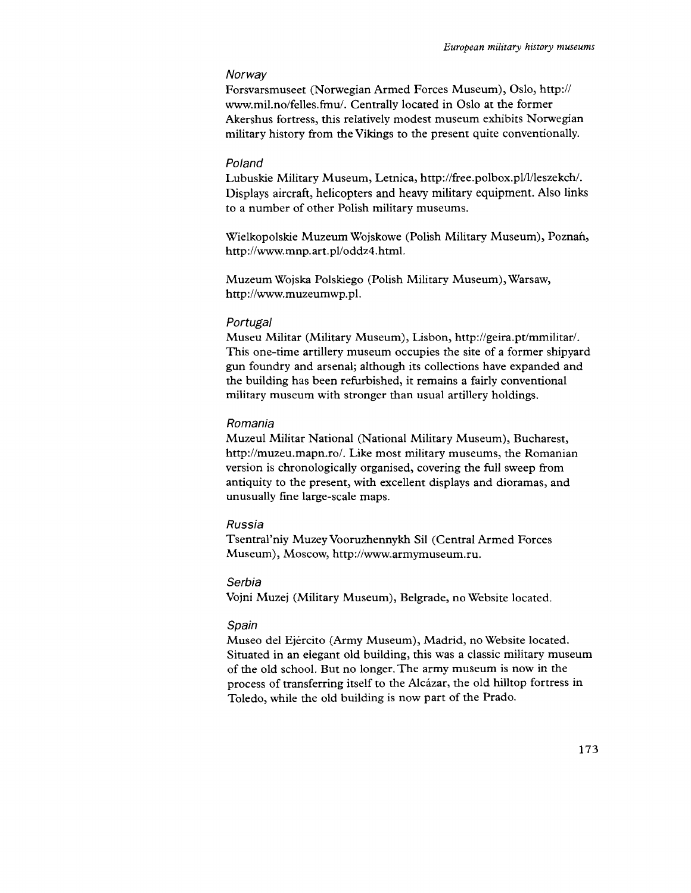### *Norway*

Forsvarsmuseet (Norwegian Armed Forces Museum), Oslo, http://www.mil.no/felles.fmu/. Centrally located in Oslo at the former Akershus fortress, this relatively modest museum exhibits Norwegian military history from the Vikings to the present quite conventionally.

### *Poland*

Lubuskie Military Museum, Letnica, http://free.polbox.pl/l/leszekch/. Displays aircraft, helicopters and heavy military equipment. Also links to a number of other Polish military museums.

Wielkopolskie Muzeum Wojskowe (Polish Military Museum), Poznań, http://www.mnp.art.pl/oddz4.html.

Muzeum Wojska Polskiego (Polish Military Museum), Warsaw, http://www.muzeumwp.pl.

### *Portugal*

Museu Militar (Military Museum), Lisbon, http://geira.pt/mmilitar/. This one-time artillery museum occupies the site of a former shipyard gun foundry and arsenal; although its collections have expanded and the building has been refurbished, it remains a fairly conventional military museum with stronger than usual artillery holdings.

### *Romania*

Muzeul Militar National (National Military Museum), Bucharest, http://muzeu.mapn.ro/. Like most military museums, the Romanian version is chronologically organised, covering the full sweep from antiquity to the present, with excellent displays and dioramas, and unusually fine large-scale maps.

### *Russia*

Tsentral'niy Muzey Vooruzhennykh Sil (Central Armed Forces Museum), Moscow, http://www.armymuseum.ru.

### *Serbia*

Vojni Muzej (Military Museum), Belgrade, no Website located.

### *Spain*

Museo del Ejército (Army Museum), Madrid, no Website located. Situated in an elegant old building, this was a classic military museum of the old school. But no longer. The army museum is now in the process of transferring itself to the Alcázar, the old hilltop fortress in Toledo, while the old building is now part of the Prado.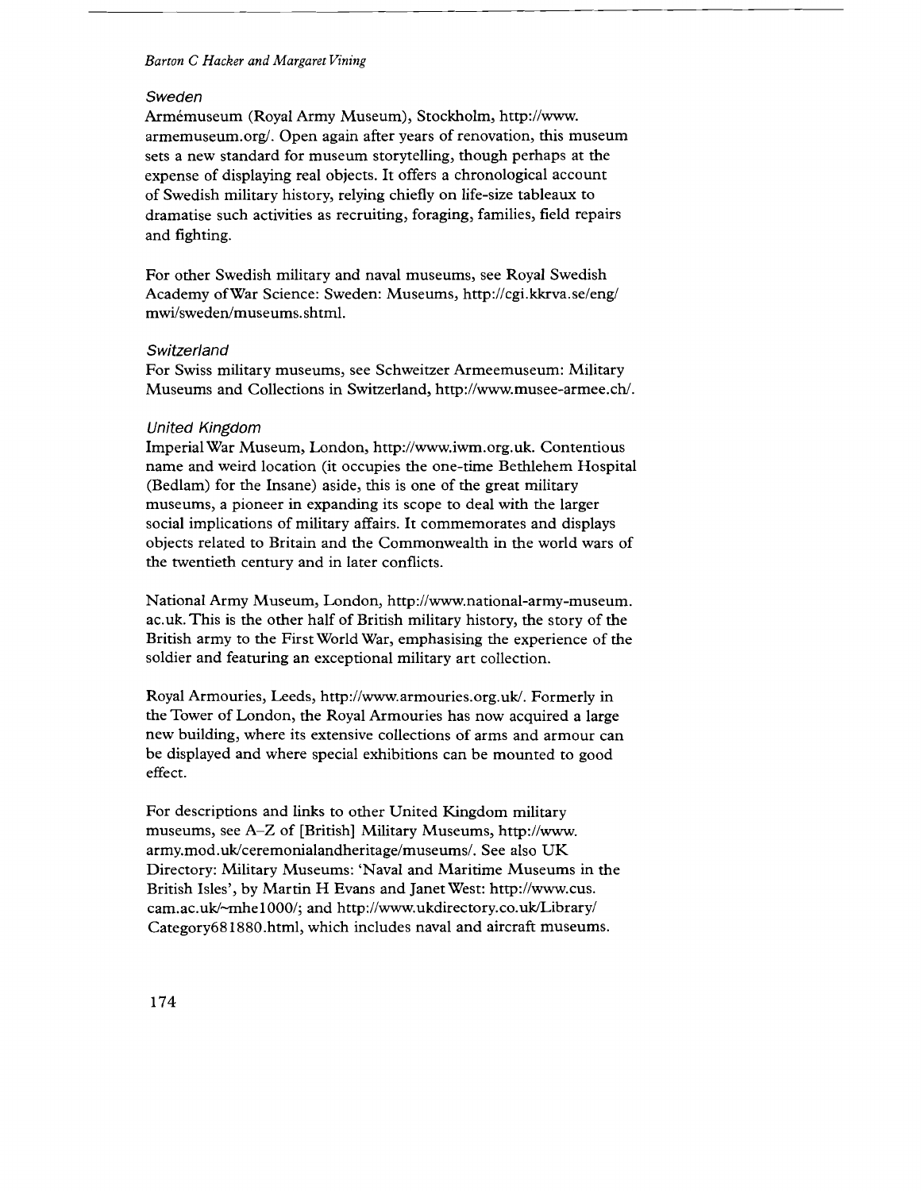### Sweden

Armémuseum (Royal Army Museum), Stockholm, http://www.armemuseum.org/. Open again after years of renovation, this museum sets a new standard for museum storytelling, though perhaps at the expense of displaying real objects. It offers a chronological account of Swedish military history, relying chiefly on life-size tableaux to dramatise such activities as recruiting, foraging, families, field repairs and fighting.

For other Swedish military and naval museums, see Royal Swedish Academy of War Science: Sweden: Museums, http://cgi.kkrva.se/eng/mwi/sweden/museums.shtml.

### Switzerland

For Swiss military museums, see Schweitzer Armeemuseum: Military Museums and Collections in Switzerland, http://www.musee-armee.ch/.

### United Kingdom

Imperial War Museum, London, http://www.iwm.org.uk. Contentious name and weird location (it occupies the one-time Bethlehem Hospital (Bedlam) for the Insane) aside, this is one of the great military museums, a pioneer in expanding its scope to deal with the larger social implications of military affairs. It commemorates and displays objects related to Britain and the Commonwealth in the world wars of the twentieth century and in later conflicts.

National Army Museum, London, http://www.national-army-museum.ac.uk. This is the other half of British military history, the story of the British army to the First World War, emphasising the experience of the soldier and featuring an exceptional military art collection.

Royal Armouries, Leeds, http://www.armouries.org.uk/. Formerly in the Tower of London, the Royal Armouries has now acquired a large new building, where its extensive collections of arms and armour can be displayed and where special exhibitions can be mounted to good effect.

For descriptions and links to other United Kingdom military museums, see A–Z of [British] Military Museums, http://www.army.mod.uk/ceremonialandheritage/museums/. See also UK Directory: Military Museums: 'Naval and Maritime Museums in the British Isles', by Martin H Evans and Janet West: http://www.cus.cam.ac.uk/~mhe1000/; and http://www.ukdirectory.co.uk/Library/Category681880.html, which includes naval and aircraft museums.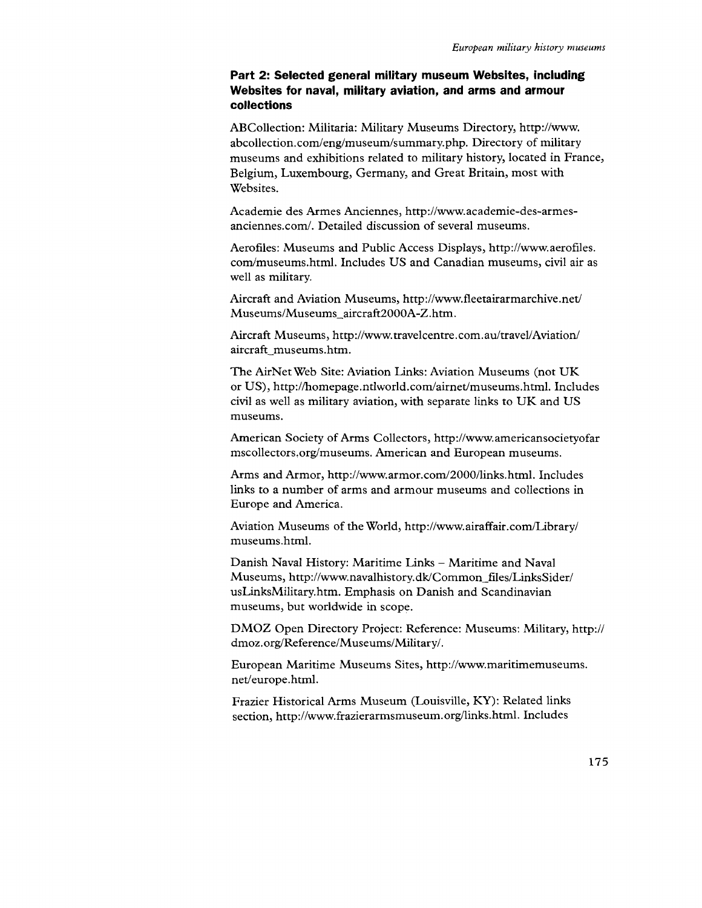## Part 2: Selected general military museum Websites, including Websites for naval, military aviation, and arms and armour collections

ABCollection: Militaria: Military Museums Directory, http://www.abcollection.com/eng/museum/summary.php. Directory of military museums and exhibitions related to military history, located in France, Belgium, Luxembourg, Germany, and Great Britain, most with Websites.

Academie des Armes Anciennes, http://www.academie-des-armes-anciennes.com/. Detailed discussion of several museums.

Aerofiles: Museums and Public Access Displays, http://www.aerofiles.com/museums.html. Includes US and Canadian museums, civil air as well as military.

Aircraft and Aviation Museums, http://www.fleetairarmarchive.net/Museums/Museums_aircraft2000A-Z.htm.

Aircraft Museums, http://www.travelcentre.com.au/travel/Aviation/aircraft_museums.htm.

The AirNet Web Site: Aviation Links: Aviation Museums (not UK or US), http://homepage.ntlworld.com/airnet/museums.html. Includes civil as well as military aviation, with separate links to UK and US museums.

American Society of Arms Collectors, http://www.americansocietyofarmscollectors.org/museums. American and European museums.

Arms and Armor, http://www.armor.com/2000/links.html. Includes links to a number of arms and armour museums and collections in Europe and America.

Aviation Museums of the World, http://www.airaffair.com/Library/museums.html.

Danish Naval History: Maritime Links – Maritime and Naval Museums, http://www.navalhistory.dk/Common_files/LinksSider/usLinksMilitary.htm. Emphasis on Danish and Scandinavian museums, but worldwide in scope.

DMOZ Open Directory Project: Reference: Museums: Military, http://dmoz.org/Reference/Museums/Military/.

European Maritime Museums Sites, http://www.maritimemuseums.net/europe.html.

Frazier Historical Arms Museum (Louisville, KY): Related links section, http://www.frazierarmsmuseum.org/links.html. Includes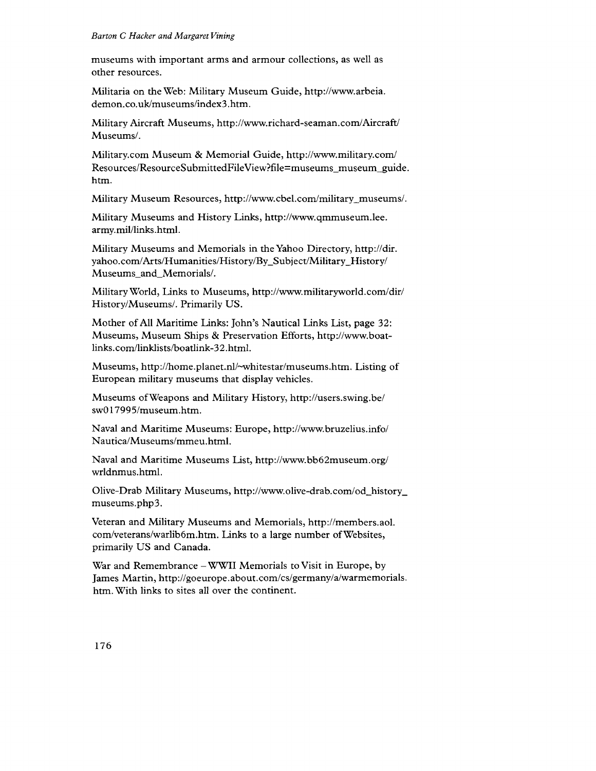museums with important arms and armour collections, as well as other resources.

Militaria on the Web: Military Museum Guide, http://www.arbeia.demon.co.uk/museums/index3.htm.

Military Aircraft Museums, http://www.richard-seaman.com/Aircraft/Museums/.

Military.com Museum & Memorial Guide, http://www.military.com/Resources/ResourceSubmittedFileView?file=museums_museum_guide.htm.

Military Museum Resources, http://www.cbel.com/military_museums/.

Military Museums and History Links, http://www.qmmuseum.lee.army.mil/links.html.

Military Museums and Memorials in the Yahoo Directory, http://dir.yahoo.com/Arts/Humanities/History/By_Subject/Military_History/Museums_and_Memorials/.

Military World, Links to Museums, http://www.militaryworld.com/dir/History/Museums/. Primarily US.

Mother of All Maritime Links: John's Nautical Links List, page 32: Museums, Museum Ships & Preservation Efforts, http://www.boat-links.com/linklists/boatlink-32.html.

Museums, http://home.planet.nl/~whitestar/museums.htm. Listing of European military museums that display vehicles.

Museums of Weapons and Military History, http://users.swing.be/sw017995/museum.htm.

Naval and Maritime Museums: Europe, http://www.bruzelius.info/Nautica/Museums/mmeu.html.

Naval and Maritime Museums List, http://www.bb62museum.org/wrldnmus.html.

Olive-Drab Military Museums, http://www.olive-drab.com/od_history_museums.php3.

Veteran and Military Museums and Memorials, http://members.aol.com/veterans/warlib6m.htm. Links to a large number of Websites, primarily US and Canada.

War and Remembrance – WWII Memorials to Visit in Europe, by James Martin, http://goeurope.about.com/cs/germany/a/warmemorials.htm. With links to sites all over the continent.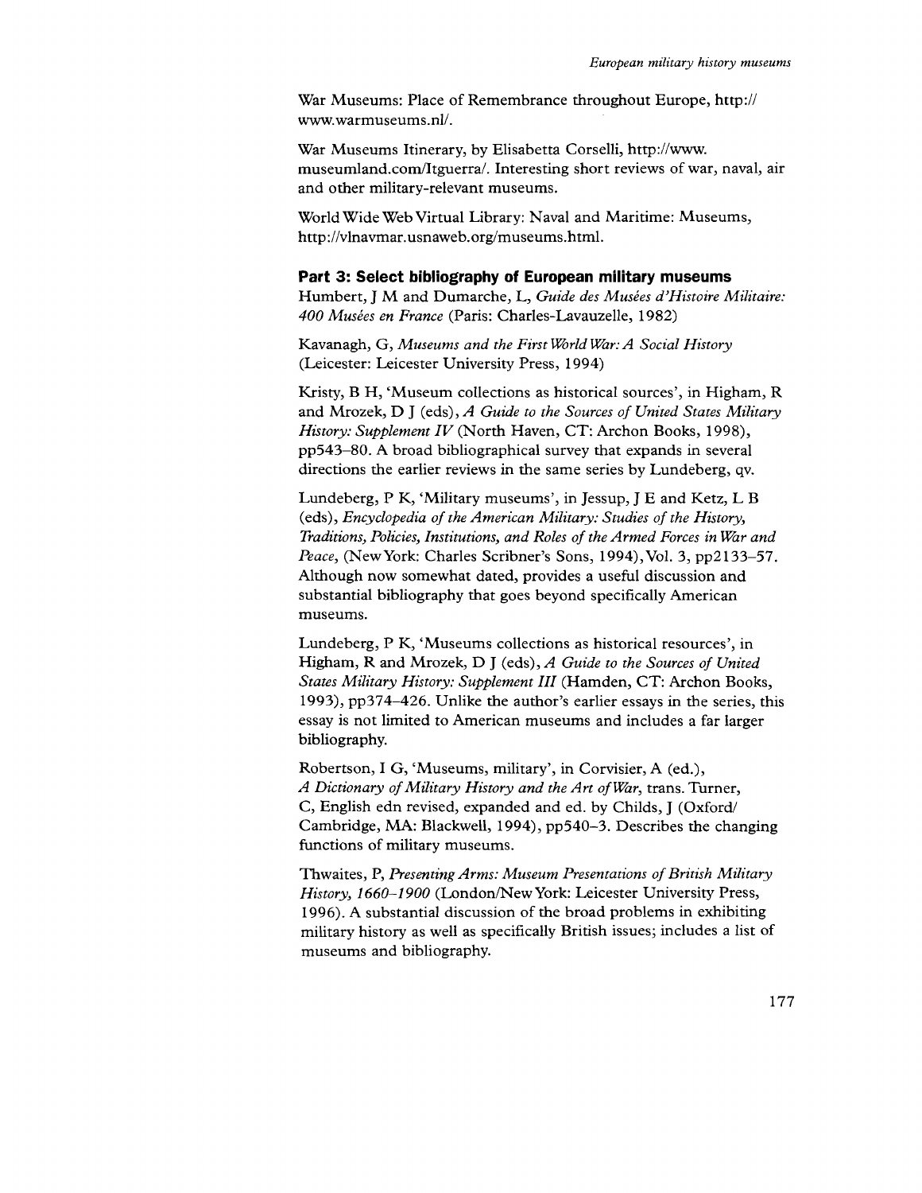War Museums: Place of Remembrance throughout Europe, http://www.warmuseums.nl/.

War Museums Itinerary, by Elisabetta Corselli, http://www.museumland.com/Itguerra/. Interesting short reviews of war, naval, air and other military-relevant museums.

World Wide Web Virtual Library: Naval and Maritime: Museums, http://vlnavmar.usnaweb.org/museums.html.

### Part 3: Select bibliography of European military museums

Humbert, J M and Dumarche, L, *Guide des Musées d'Histoire Militaire: 400 Musées en France* (Paris: Charles-Lavauzelle, 1982)

Kavanagh, G, *Museums and the First World War: A Social History* (Leicester: Leicester University Press, 1994)

Kristy, B H, 'Museum collections as historical sources', in Higham, R and Mrozek, D J (eds), *A Guide to the Sources of United States Military History: Supplement IV* (North Haven, CT: Archon Books, 1998), pp543–80. A broad bibliographical survey that expands in several directions the earlier reviews in the same series by Lundeberg, qv.

Lundeberg, P K, 'Military museums', in Jessup, J E and Ketz, L B (eds), *Encyclopedia of the American Military: Studies of the History, Traditions, Policies, Institutions, and Roles of the Armed Forces in War and Peace*, (New York: Charles Scribner's Sons, 1994), Vol. 3, pp2133–57. Although now somewhat dated, provides a useful discussion and substantial bibliography that goes beyond specifically American museums.

Lundeberg, P K, 'Museums collections as historical resources', in Higham, R and Mrozek, D J (eds), *A Guide to the Sources of United States Military History: Supplement III* (Hamden, CT: Archon Books, 1993), pp374–426. Unlike the author's earlier essays in the series, this essay is not limited to American museums and includes a far larger bibliography.

Robertson, I G, 'Museums, military', in Corvisier, A (ed.), *A Dictionary of Military History and the Art of War*, trans. Turner, C, English edn revised, expanded and ed. by Childs, J (Oxford/Cambridge, MA: Blackwell, 1994), pp540–3. Describes the changing functions of military museums.

Thwaites, P, *Presenting Arms: Museum Presentations of British Military History, 1660–1900* (London/New York: Leicester University Press, 1996). A substantial discussion of the broad problems in exhibiting military history as well as specifically British issues; includes a list of museums and bibliography.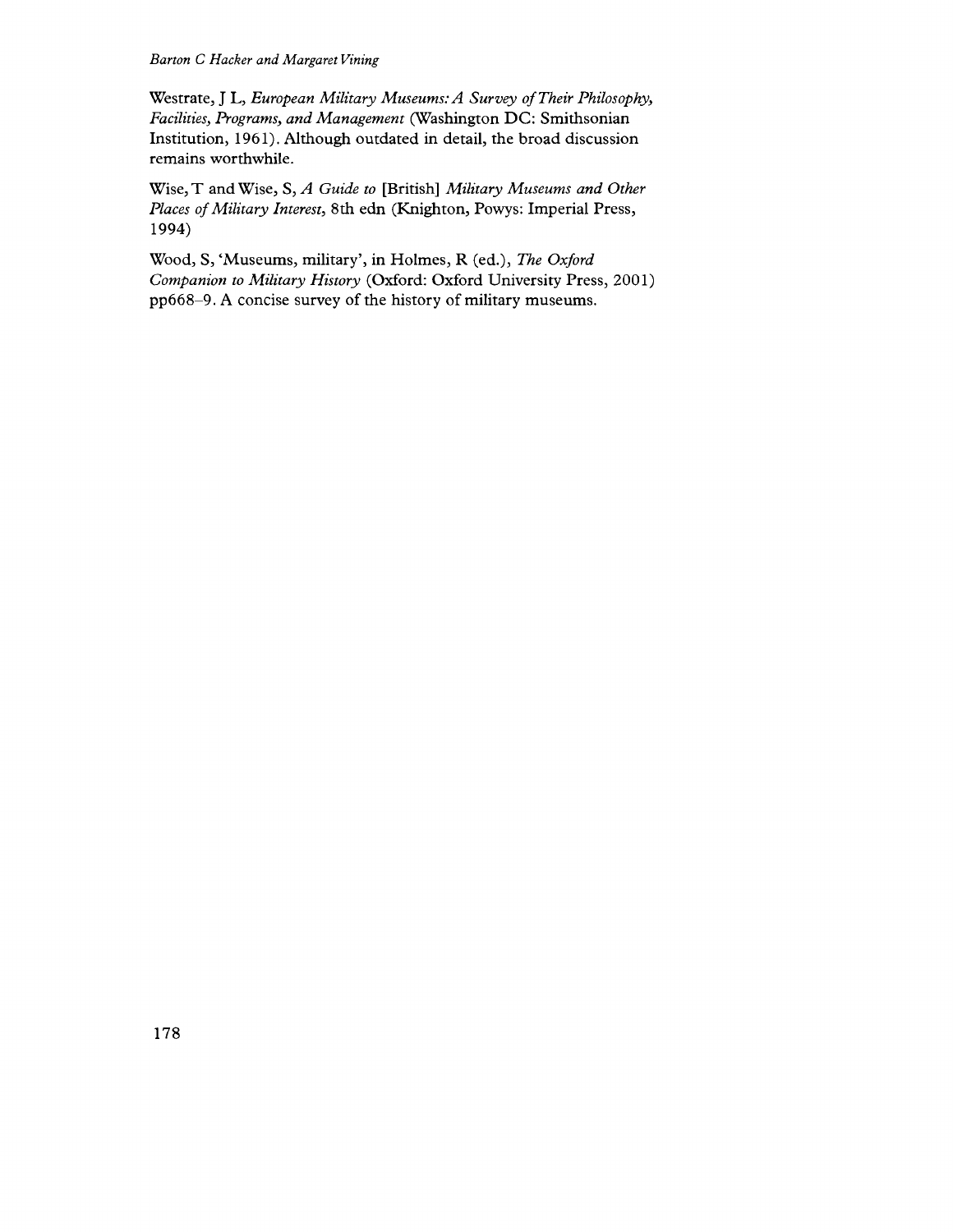Westrate, J L, *European Military Museums: A Survey of Their Philosophy, Facilities, Programs, and Management* (Washington DC: Smithsonian Institution, 1961). Although outdated in detail, the broad discussion remains worthwhile.

Wise, T and Wise, S, *A Guide to* [British] *Military Museums and Other Places of Military Interest*, 8th edn (Knighton, Powys: Imperial Press, 1994)

Wood, S, 'Museums, military', in Holmes, R (ed.), *The Oxford Companion to Military History* (Oxford: Oxford University Press, 2001) pp668–9. A concise survey of the history of military museums.